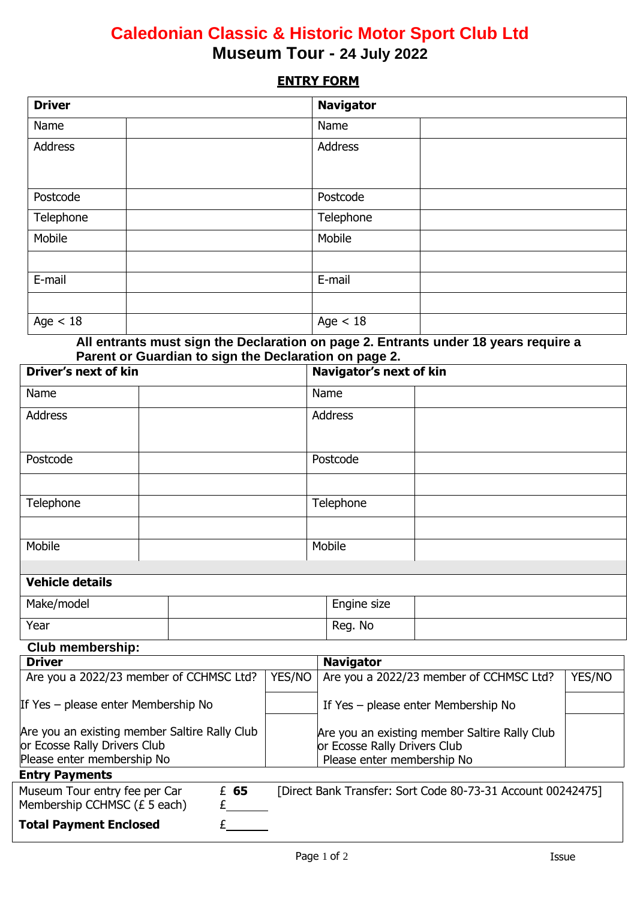# Caledonian Classic & Historic Motor Sport Club Ltd

## Museum Tour - 24 July 2022

### ENTRY FORM

| **Driver** | | **Navigator** | |
|---|---|---|---|
| Name | | Name | |
| Address | | Address | |
| Postcode | | Postcode | |
| Telephone | | Telephone | |
| Mobile | | Mobile | |
| | | | |
| E-mail | | E-mail | |
| | | | |
| Age < 18 | | Age < 18 | |

**All entrants must sign the Declaration on page 2. Entrants under 18 years require a Parent or Guardian to sign the Declaration on page 2.**

| **Driver's next of kin** | | **Navigator's next of kin** | |
|---|---|---|---|
| Name | | Name | |
| Address | | Address | |
| Postcode | | Postcode | |
| | | | |
| Telephone | | Telephone | |
| | | | |
| Mobile | | Mobile | |

| **Vehicle details** | | | |
|---|---|---|---|
| Make/model | | Engine size | |
| Year | | Reg. No | |

**Club membership:**

| **Driver** | | **Navigator** | |
|---|---|---|---|
| Are you a 2022/23 member of CCHMSC Ltd? | YES/NO | Are you a 2022/23 member of CCHMSC Ltd? | YES/NO |
| If Yes – please enter Membership No | | If Yes – please enter Membership No | |
| Are you an existing member Saltire Rally Club or Ecosse Rally Drivers Club Please enter membership No | | Are you an existing member Saltire Rally Club or Ecosse Rally Drivers Club Please enter membership No | |

**Entry Payments**

| | | |
|---|---|---|
| Museum Tour entry fee per Car | £ **65** | [Direct Bank Transfer: Sort Code 80-73-31 Account 00242475] |
| Membership CCHMSC (£ 5 each) | £______ | |
| **Total Payment Enclosed** | £______ | |

Issue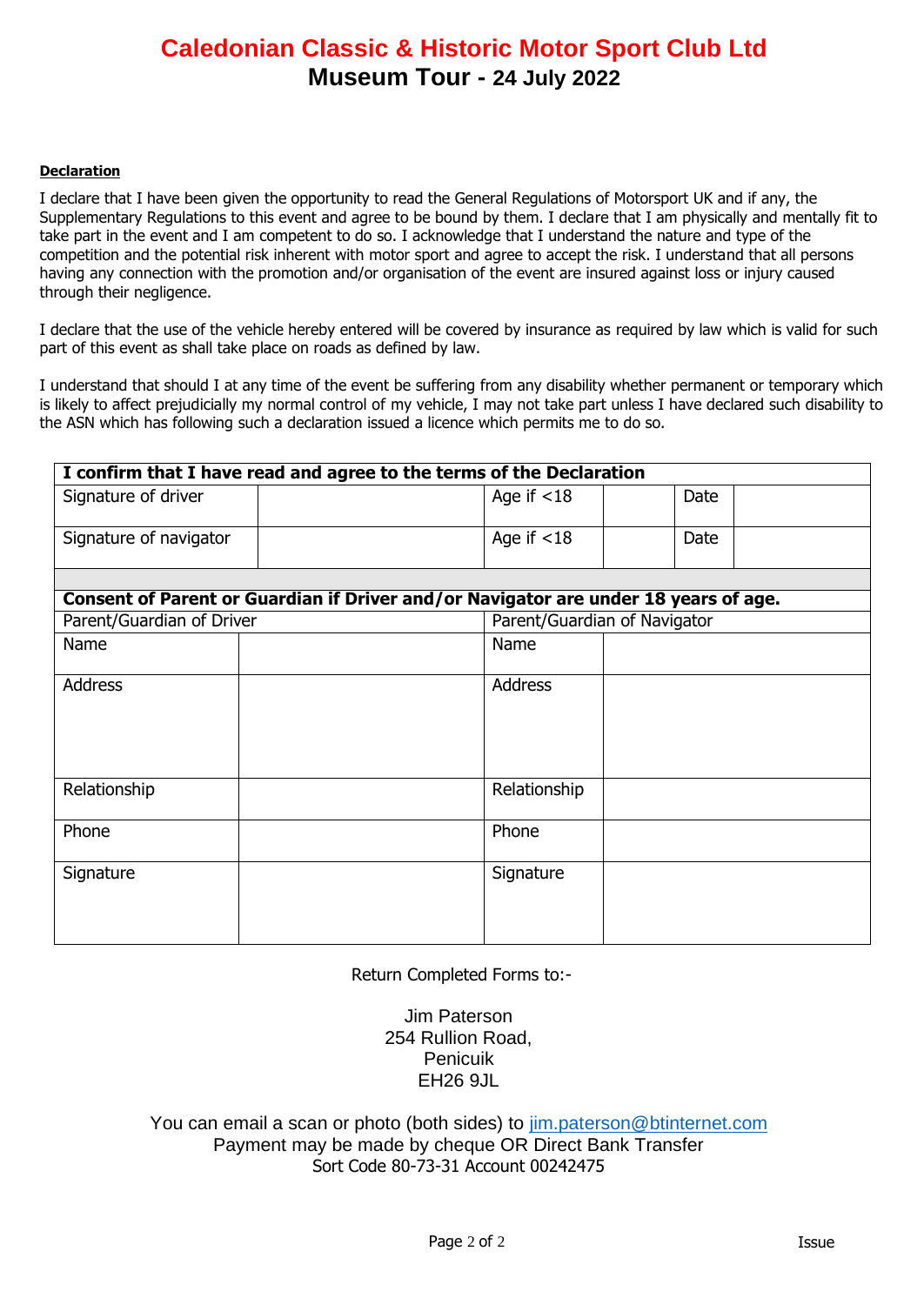# Caledonian Classic & Historic Motor Sport Club Ltd

## Museum Tour - 24 July 2022

**Declaration**

I declare that I have been given the opportunity to read the General Regulations of Motorsport UK and if any, the Supplementary Regulations to this event and agree to be bound by them. I declare that I am physically and mentally fit to take part in the event and I am competent to do so. I acknowledge that I understand the nature and type of the competition and the potential risk inherent with motor sport and agree to accept the risk. I understand that all persons having any connection with the promotion and/or organisation of the event are insured against loss or injury caused through their negligence.

I declare that the use of the vehicle hereby entered will be covered by insurance as required by law which is valid for such part of this event as shall take place on roads as defined by law.

I understand that should I at any time of the event be suffering from any disability whether permanent or temporary which is likely to affect prejudicially my normal control of my vehicle, I may not take part unless I have declared such disability to the ASN which has following such a declaration issued a licence which permits me to do so.

| **I confirm that I have read and agree to the terms of the Declaration** | | | | | |
|---|---|---|---|---|---|
| Signature of driver | | Age if <18 | | Date | |
| Signature of navigator | | Age if <18 | | Date | |

| **Consent of Parent or Guardian if Driver and/or Navigator are under 18 years of age.** | | | |
|---|---|---|---|
| Parent/Guardian of Driver | | Parent/Guardian of Navigator | |
| Name | | Name | |
| Address | | Address | |
| Relationship | | Relationship | |
| Phone | | Phone | |
| Signature | | Signature | |

Return Completed Forms to:-

Jim Paterson
254 Rullion Road,
Penicuik
EH26 9JL

You can email a scan or photo (both sides) to jim.paterson@btinternet.com
Payment may be made by cheque OR Direct Bank Transfer
Sort Code 80-73-31 Account 00242475